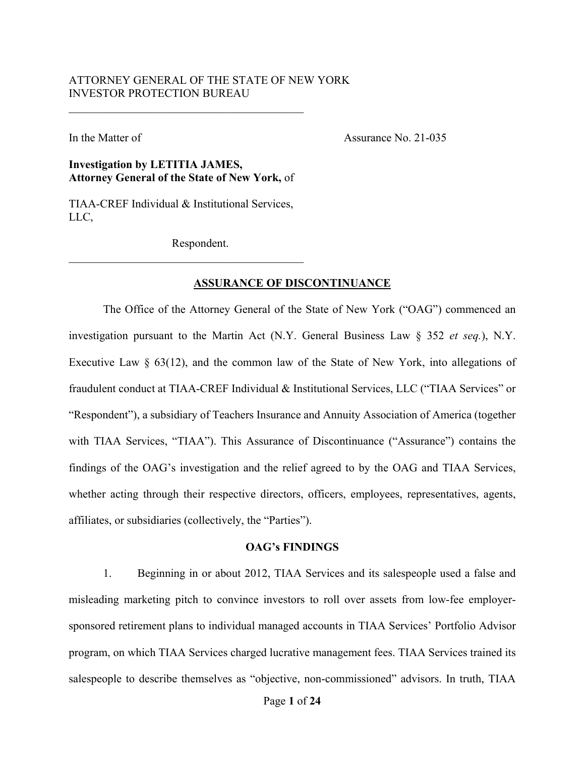ATTORNEY GENERAL OF THE STATE OF NEW YORK
INVESTOR PROTECTION BUREAU

---

In the Matter of

Assurance No. 21-035

**Investigation by LETITIA JAMES, Attorney General of the State of New York,** of

TIAA-CREF Individual & Institutional Services, LLC,

Respondent.

---

## ASSURANCE OF DISCONTINUANCE

The Office of the Attorney General of the State of New York ("OAG") commenced an investigation pursuant to the Martin Act (N.Y. General Business Law § 352 *et seq.*), N.Y. Executive Law § 63(12), and the common law of the State of New York, into allegations of fraudulent conduct at TIAA-CREF Individual & Institutional Services, LLC ("TIAA Services" or "Respondent"), a subsidiary of Teachers Insurance and Annuity Association of America (together with TIAA Services, "TIAA"). This Assurance of Discontinuance ("Assurance") contains the findings of the OAG's investigation and the relief agreed to by the OAG and TIAA Services, whether acting through their respective directors, officers, employees, representatives, agents, affiliates, or subsidiaries (collectively, the "Parties").

### OAG's FINDINGS

1. Beginning in or about 2012, TIAA Services and its salespeople used a false and misleading marketing pitch to convince investors to roll over assets from low-fee employer-sponsored retirement plans to individual managed accounts in TIAA Services' Portfolio Advisor program, on which TIAA Services charged lucrative management fees. TIAA Services trained its salespeople to describe themselves as "objective, non-commissioned" advisors. In truth, TIAA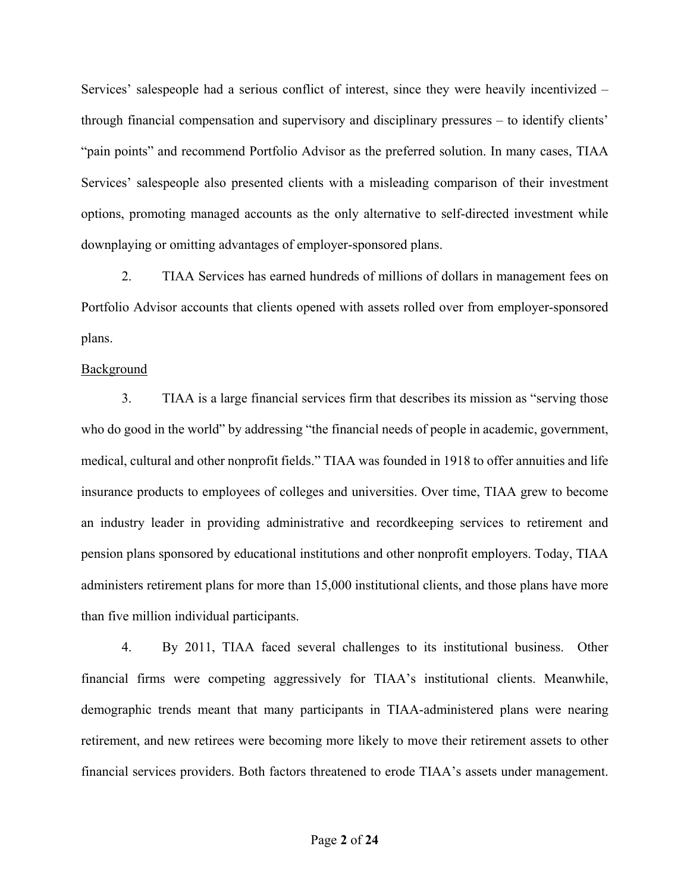Services' salespeople had a serious conflict of interest, since they were heavily incentivized – through financial compensation and supervisory and disciplinary pressures – to identify clients' "pain points" and recommend Portfolio Advisor as the preferred solution. In many cases, TIAA Services' salespeople also presented clients with a misleading comparison of their investment options, promoting managed accounts as the only alternative to self-directed investment while downplaying or omitting advantages of employer-sponsored plans.

2. TIAA Services has earned hundreds of millions of dollars in management fees on Portfolio Advisor accounts that clients opened with assets rolled over from employer-sponsored plans.

Background

3. TIAA is a large financial services firm that describes its mission as "serving those who do good in the world" by addressing "the financial needs of people in academic, government, medical, cultural and other nonprofit fields." TIAA was founded in 1918 to offer annuities and life insurance products to employees of colleges and universities. Over time, TIAA grew to become an industry leader in providing administrative and recordkeeping services to retirement and pension plans sponsored by educational institutions and other nonprofit employers. Today, TIAA administers retirement plans for more than 15,000 institutional clients, and those plans have more than five million individual participants.

4. By 2011, TIAA faced several challenges to its institutional business. Other financial firms were competing aggressively for TIAA's institutional clients. Meanwhile, demographic trends meant that many participants in TIAA-administered plans were nearing retirement, and new retirees were becoming more likely to move their retirement assets to other financial services providers. Both factors threatened to erode TIAA's assets under management.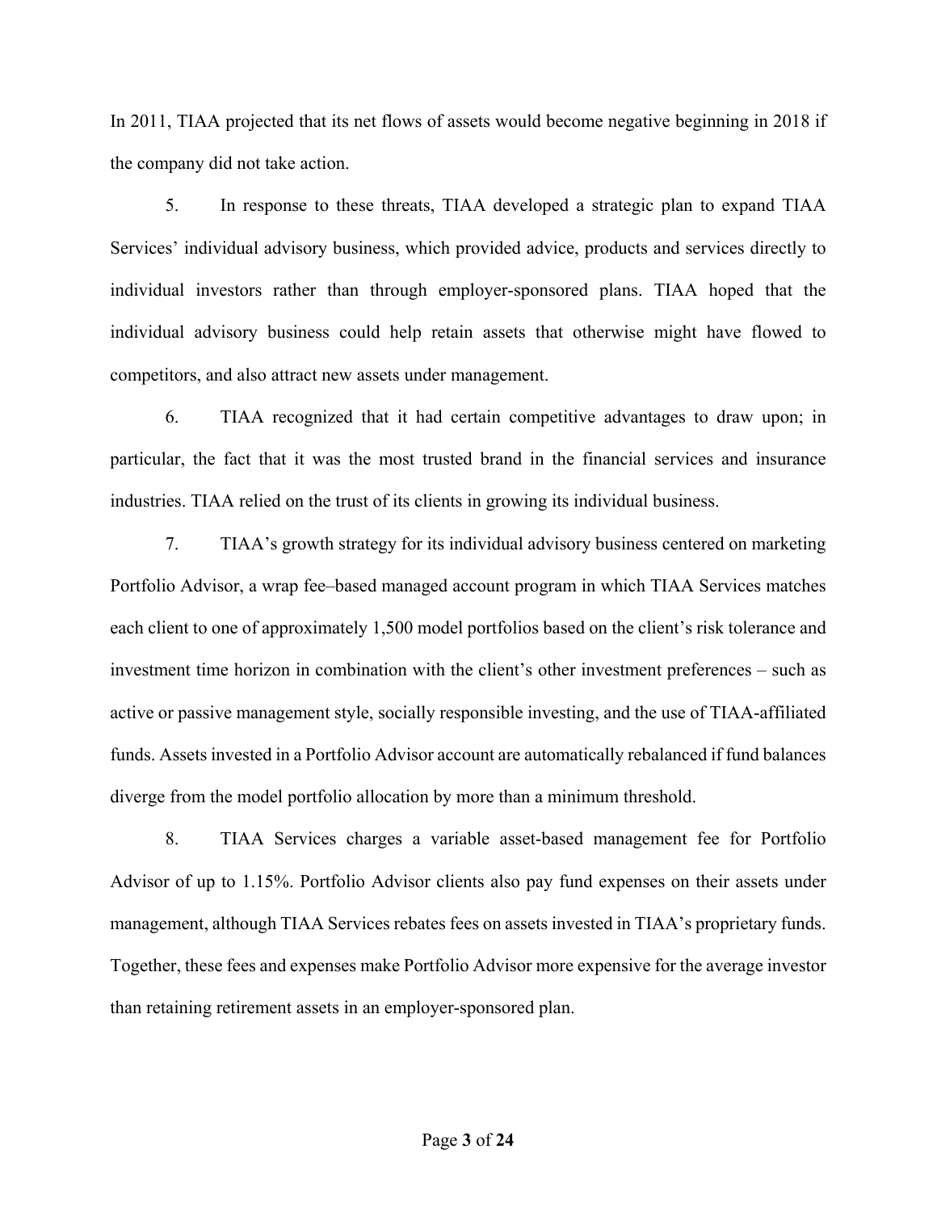In 2011, TIAA projected that its net flows of assets would become negative beginning in 2018 if the company did not take action.

5. In response to these threats, TIAA developed a strategic plan to expand TIAA Services' individual advisory business, which provided advice, products and services directly to individual investors rather than through employer-sponsored plans. TIAA hoped that the individual advisory business could help retain assets that otherwise might have flowed to competitors, and also attract new assets under management.

6. TIAA recognized that it had certain competitive advantages to draw upon; in particular, the fact that it was the most trusted brand in the financial services and insurance industries. TIAA relied on the trust of its clients in growing its individual business.

7. TIAA's growth strategy for its individual advisory business centered on marketing Portfolio Advisor, a wrap fee–based managed account program in which TIAA Services matches each client to one of approximately 1,500 model portfolios based on the client's risk tolerance and investment time horizon in combination with the client's other investment preferences – such as active or passive management style, socially responsible investing, and the use of TIAA-affiliated funds. Assets invested in a Portfolio Advisor account are automatically rebalanced if fund balances diverge from the model portfolio allocation by more than a minimum threshold.

8. TIAA Services charges a variable asset-based management fee for Portfolio Advisor of up to 1.15%. Portfolio Advisor clients also pay fund expenses on their assets under management, although TIAA Services rebates fees on assets invested in TIAA's proprietary funds. Together, these fees and expenses make Portfolio Advisor more expensive for the average investor than retaining retirement assets in an employer-sponsored plan.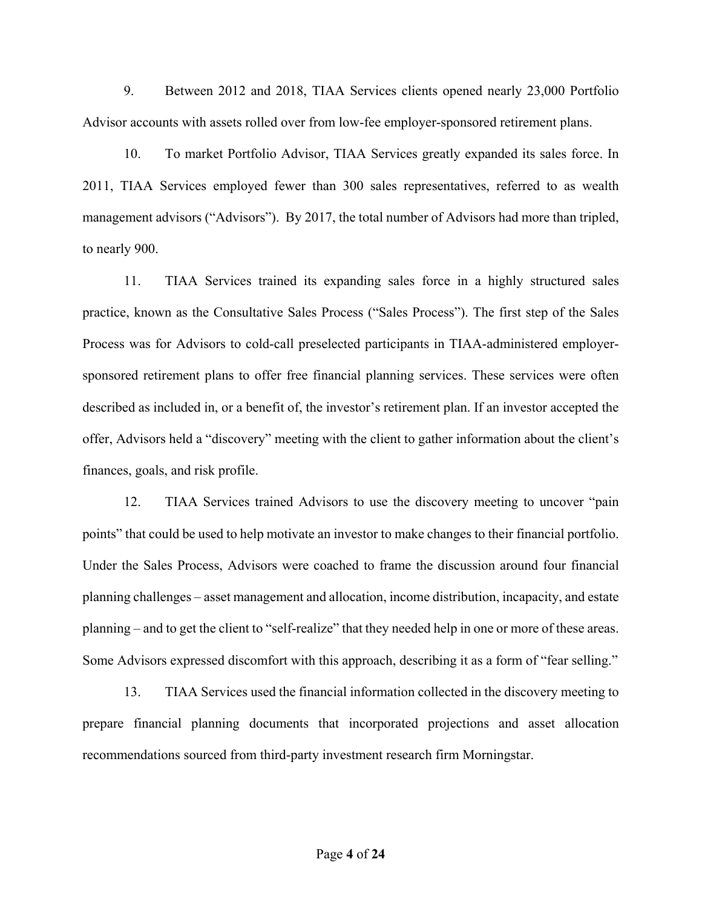9. Between 2012 and 2018, TIAA Services clients opened nearly 23,000 Portfolio Advisor accounts with assets rolled over from low-fee employer-sponsored retirement plans.

10. To market Portfolio Advisor, TIAA Services greatly expanded its sales force. In 2011, TIAA Services employed fewer than 300 sales representatives, referred to as wealth management advisors ("Advisors"). By 2017, the total number of Advisors had more than tripled, to nearly 900.

11. TIAA Services trained its expanding sales force in a highly structured sales practice, known as the Consultative Sales Process ("Sales Process"). The first step of the Sales Process was for Advisors to cold-call preselected participants in TIAA-administered employer-sponsored retirement plans to offer free financial planning services. These services were often described as included in, or a benefit of, the investor's retirement plan. If an investor accepted the offer, Advisors held a "discovery" meeting with the client to gather information about the client's finances, goals, and risk profile.

12. TIAA Services trained Advisors to use the discovery meeting to uncover "pain points" that could be used to help motivate an investor to make changes to their financial portfolio. Under the Sales Process, Advisors were coached to frame the discussion around four financial planning challenges – asset management and allocation, income distribution, incapacity, and estate planning – and to get the client to "self-realize" that they needed help in one or more of these areas. Some Advisors expressed discomfort with this approach, describing it as a form of "fear selling."

13. TIAA Services used the financial information collected in the discovery meeting to prepare financial planning documents that incorporated projections and asset allocation recommendations sourced from third-party investment research firm Morningstar.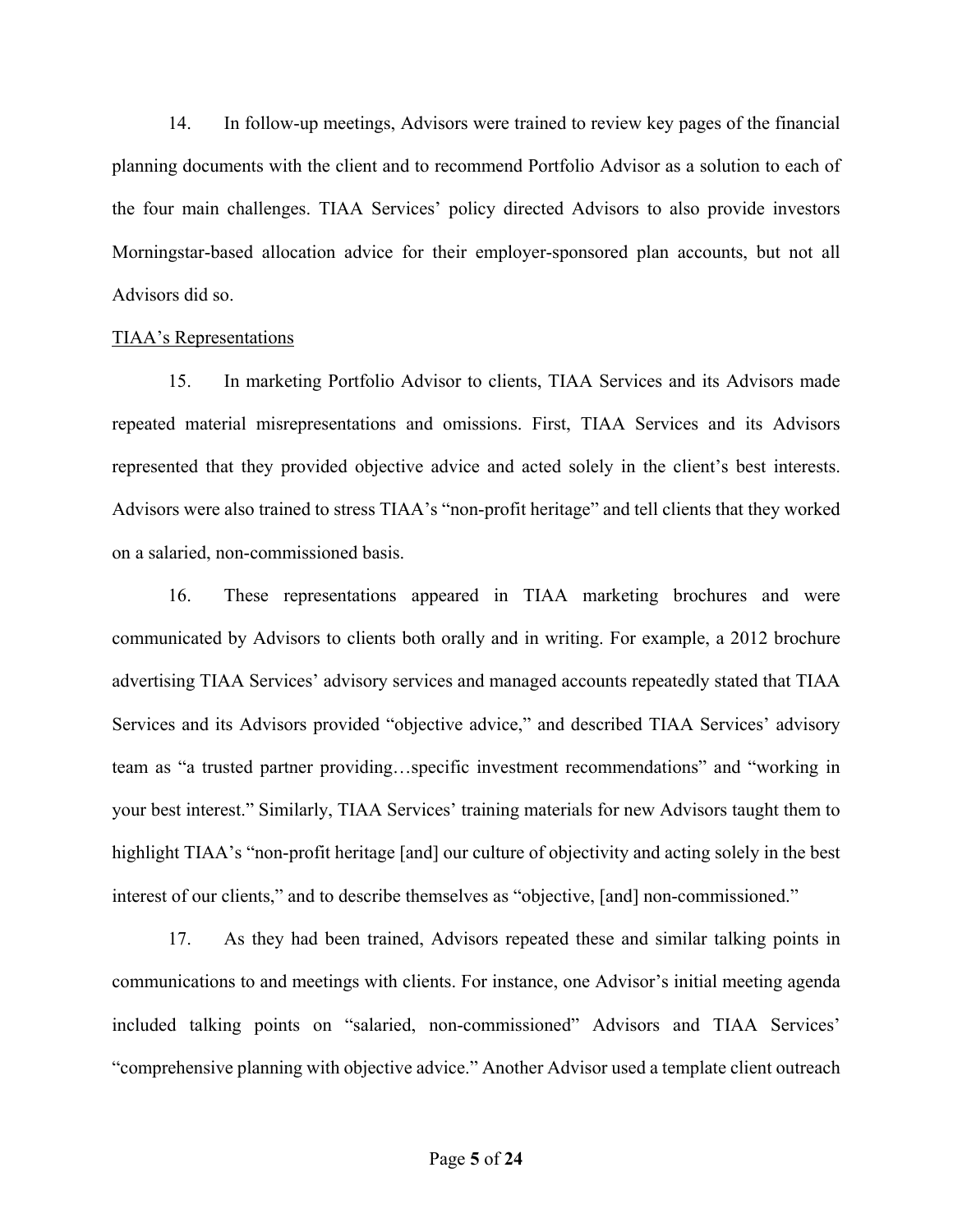14. In follow-up meetings, Advisors were trained to review key pages of the financial planning documents with the client and to recommend Portfolio Advisor as a solution to each of the four main challenges. TIAA Services' policy directed Advisors to also provide investors Morningstar-based allocation advice for their employer-sponsored plan accounts, but not all Advisors did so.

<u>TIAA's Representations</u>

15. In marketing Portfolio Advisor to clients, TIAA Services and its Advisors made repeated material misrepresentations and omissions. First, TIAA Services and its Advisors represented that they provided objective advice and acted solely in the client's best interests. Advisors were also trained to stress TIAA's "non-profit heritage" and tell clients that they worked on a salaried, non-commissioned basis.

16. These representations appeared in TIAA marketing brochures and were communicated by Advisors to clients both orally and in writing. For example, a 2012 brochure advertising TIAA Services' advisory services and managed accounts repeatedly stated that TIAA Services and its Advisors provided "objective advice," and described TIAA Services' advisory team as "a trusted partner providing…specific investment recommendations" and "working in your best interest." Similarly, TIAA Services' training materials for new Advisors taught them to highlight TIAA's "non-profit heritage [and] our culture of objectivity and acting solely in the best interest of our clients," and to describe themselves as "objective, [and] non-commissioned."

17. As they had been trained, Advisors repeated these and similar talking points in communications to and meetings with clients. For instance, one Advisor's initial meeting agenda included talking points on "salaried, non-commissioned" Advisors and TIAA Services' "comprehensive planning with objective advice." Another Advisor used a template client outreach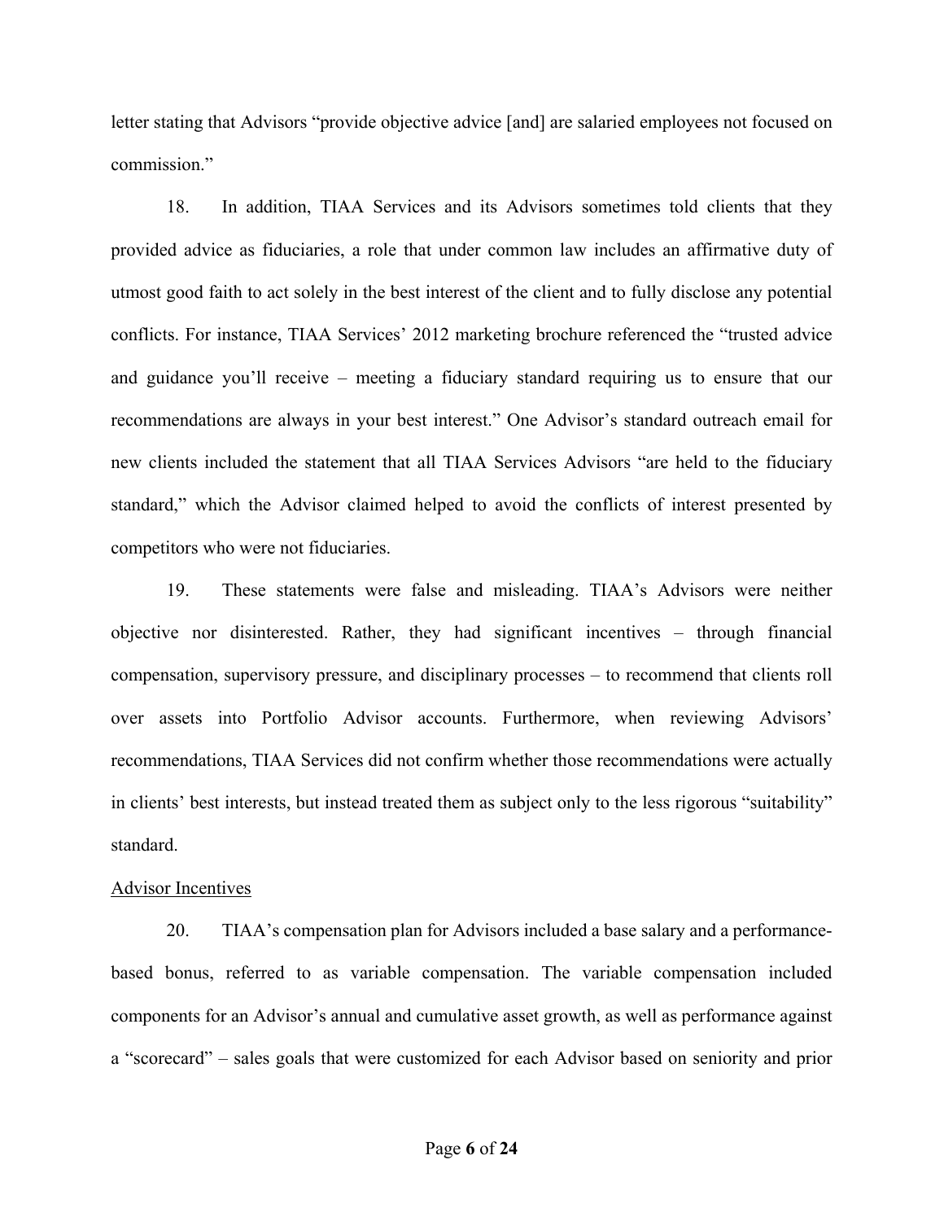letter stating that Advisors "provide objective advice [and] are salaried employees not focused on commission."

18. In addition, TIAA Services and its Advisors sometimes told clients that they provided advice as fiduciaries, a role that under common law includes an affirmative duty of utmost good faith to act solely in the best interest of the client and to fully disclose any potential conflicts. For instance, TIAA Services' 2012 marketing brochure referenced the "trusted advice and guidance you'll receive – meeting a fiduciary standard requiring us to ensure that our recommendations are always in your best interest." One Advisor's standard outreach email for new clients included the statement that all TIAA Services Advisors "are held to the fiduciary standard," which the Advisor claimed helped to avoid the conflicts of interest presented by competitors who were not fiduciaries.

19. These statements were false and misleading. TIAA's Advisors were neither objective nor disinterested. Rather, they had significant incentives – through financial compensation, supervisory pressure, and disciplinary processes – to recommend that clients roll over assets into Portfolio Advisor accounts. Furthermore, when reviewing Advisors' recommendations, TIAA Services did not confirm whether those recommendations were actually in clients' best interests, but instead treated them as subject only to the less rigorous "suitability" standard.

<u>Advisor Incentives</u>

20. TIAA's compensation plan for Advisors included a base salary and a performance-based bonus, referred to as variable compensation. The variable compensation included components for an Advisor's annual and cumulative asset growth, as well as performance against a "scorecard" – sales goals that were customized for each Advisor based on seniority and prior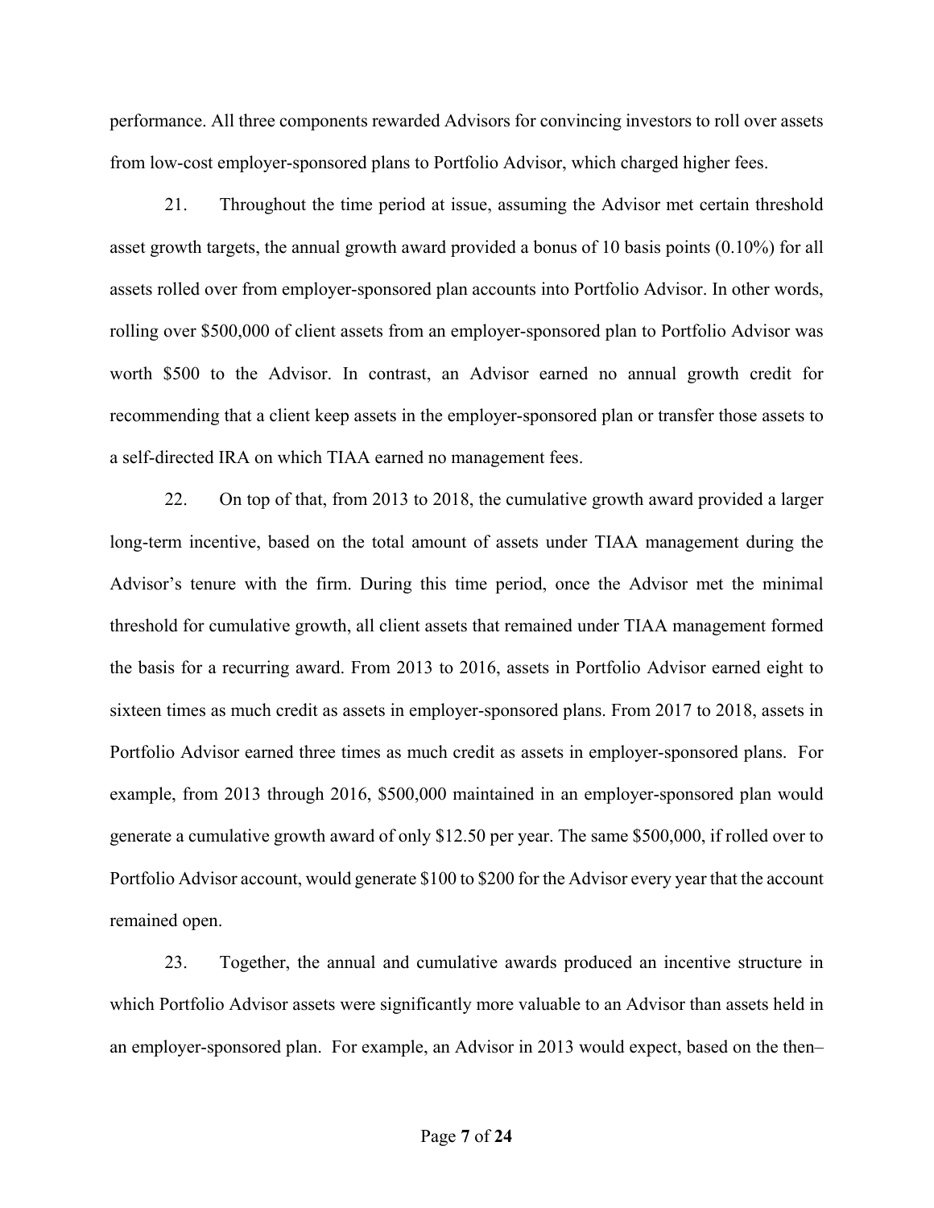performance. All three components rewarded Advisors for convincing investors to roll over assets from low-cost employer-sponsored plans to Portfolio Advisor, which charged higher fees.

21. Throughout the time period at issue, assuming the Advisor met certain threshold asset growth targets, the annual growth award provided a bonus of 10 basis points (0.10%) for all assets rolled over from employer-sponsored plan accounts into Portfolio Advisor. In other words, rolling over $500,000 of client assets from an employer-sponsored plan to Portfolio Advisor was worth $500 to the Advisor. In contrast, an Advisor earned no annual growth credit for recommending that a client keep assets in the employer-sponsored plan or transfer those assets to a self-directed IRA on which TIAA earned no management fees.

22. On top of that, from 2013 to 2018, the cumulative growth award provided a larger long-term incentive, based on the total amount of assets under TIAA management during the Advisor's tenure with the firm. During this time period, once the Advisor met the minimal threshold for cumulative growth, all client assets that remained under TIAA management formed the basis for a recurring award. From 2013 to 2016, assets in Portfolio Advisor earned eight to sixteen times as much credit as assets in employer-sponsored plans. From 2017 to 2018, assets in Portfolio Advisor earned three times as much credit as assets in employer-sponsored plans. For example, from 2013 through 2016, $500,000 maintained in an employer-sponsored plan would generate a cumulative growth award of only $12.50 per year. The same $500,000, if rolled over to Portfolio Advisor account, would generate $100 to $200 for the Advisor every year that the account remained open.

23. Together, the annual and cumulative awards produced an incentive structure in which Portfolio Advisor assets were significantly more valuable to an Advisor than assets held in an employer-sponsored plan. For example, an Advisor in 2013 would expect, based on the then–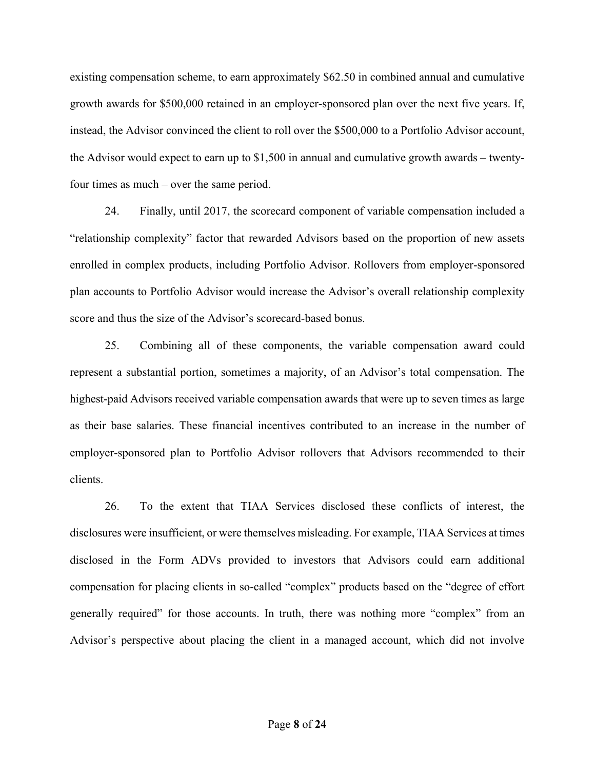existing compensation scheme, to earn approximately $62.50 in combined annual and cumulative growth awards for $500,000 retained in an employer-sponsored plan over the next five years. If, instead, the Advisor convinced the client to roll over the $500,000 to a Portfolio Advisor account, the Advisor would expect to earn up to $1,500 in annual and cumulative growth awards – twenty-four times as much – over the same period.

24. Finally, until 2017, the scorecard component of variable compensation included a "relationship complexity" factor that rewarded Advisors based on the proportion of new assets enrolled in complex products, including Portfolio Advisor. Rollovers from employer-sponsored plan accounts to Portfolio Advisor would increase the Advisor's overall relationship complexity score and thus the size of the Advisor's scorecard-based bonus.

25. Combining all of these components, the variable compensation award could represent a substantial portion, sometimes a majority, of an Advisor's total compensation. The highest-paid Advisors received variable compensation awards that were up to seven times as large as their base salaries. These financial incentives contributed to an increase in the number of employer-sponsored plan to Portfolio Advisor rollovers that Advisors recommended to their clients.

26. To the extent that TIAA Services disclosed these conflicts of interest, the disclosures were insufficient, or were themselves misleading. For example, TIAA Services at times disclosed in the Form ADVs provided to investors that Advisors could earn additional compensation for placing clients in so-called "complex" products based on the "degree of effort generally required" for those accounts. In truth, there was nothing more "complex" from an Advisor's perspective about placing the client in a managed account, which did not involve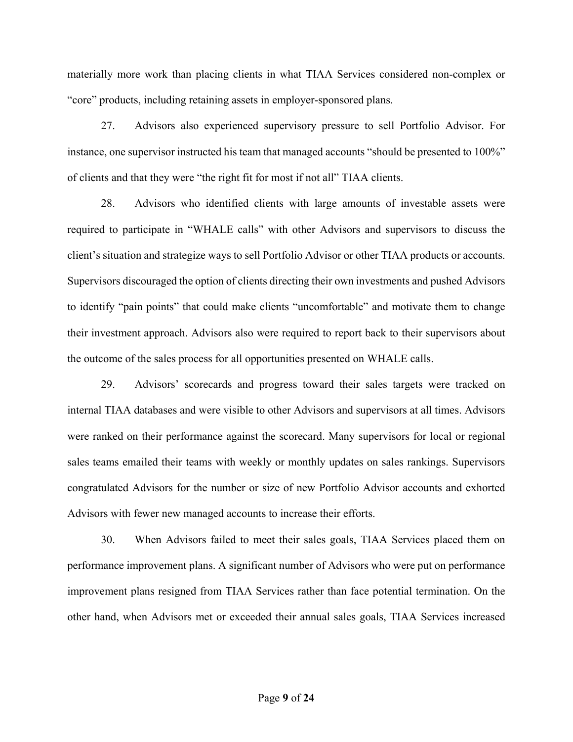materially more work than placing clients in what TIAA Services considered non-complex or "core" products, including retaining assets in employer-sponsored plans.

27. Advisors also experienced supervisory pressure to sell Portfolio Advisor. For instance, one supervisor instructed his team that managed accounts "should be presented to 100%" of clients and that they were "the right fit for most if not all" TIAA clients.

28. Advisors who identified clients with large amounts of investable assets were required to participate in "WHALE calls" with other Advisors and supervisors to discuss the client's situation and strategize ways to sell Portfolio Advisor or other TIAA products or accounts. Supervisors discouraged the option of clients directing their own investments and pushed Advisors to identify "pain points" that could make clients "uncomfortable" and motivate them to change their investment approach. Advisors also were required to report back to their supervisors about the outcome of the sales process for all opportunities presented on WHALE calls.

29. Advisors' scorecards and progress toward their sales targets were tracked on internal TIAA databases and were visible to other Advisors and supervisors at all times. Advisors were ranked on their performance against the scorecard. Many supervisors for local or regional sales teams emailed their teams with weekly or monthly updates on sales rankings. Supervisors congratulated Advisors for the number or size of new Portfolio Advisor accounts and exhorted Advisors with fewer new managed accounts to increase their efforts.

30. When Advisors failed to meet their sales goals, TIAA Services placed them on performance improvement plans. A significant number of Advisors who were put on performance improvement plans resigned from TIAA Services rather than face potential termination. On the other hand, when Advisors met or exceeded their annual sales goals, TIAA Services increased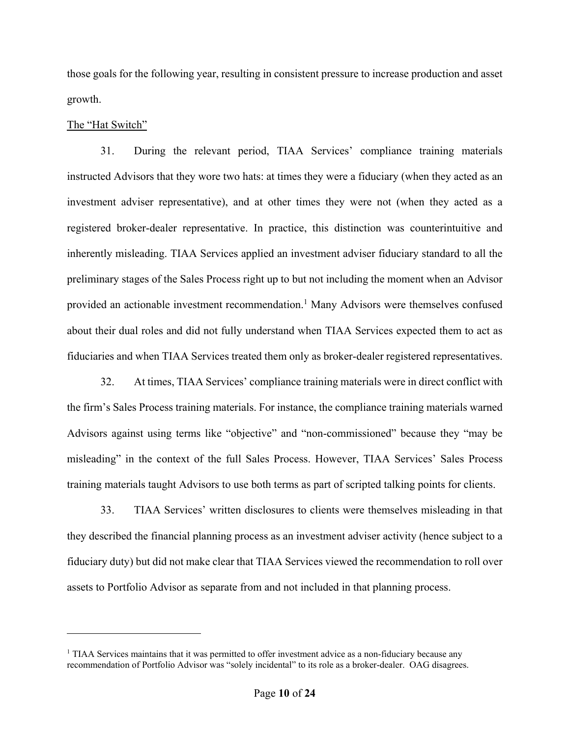those goals for the following year, resulting in consistent pressure to increase production and asset growth.

<u>The "Hat Switch"</u>

31. During the relevant period, TIAA Services' compliance training materials instructed Advisors that they wore two hats: at times they were a fiduciary (when they acted as an investment adviser representative), and at other times they were not (when they acted as a registered broker-dealer representative. In practice, this distinction was counterintuitive and inherently misleading. TIAA Services applied an investment adviser fiduciary standard to all the preliminary stages of the Sales Process right up to but not including the moment when an Advisor provided an actionable investment recommendation.[1] Many Advisors were themselves confused about their dual roles and did not fully understand when TIAA Services expected them to act as fiduciaries and when TIAA Services treated them only as broker-dealer registered representatives.

32. At times, TIAA Services' compliance training materials were in direct conflict with the firm's Sales Process training materials. For instance, the compliance training materials warned Advisors against using terms like "objective" and "non-commissioned" because they "may be misleading" in the context of the full Sales Process. However, TIAA Services' Sales Process training materials taught Advisors to use both terms as part of scripted talking points for clients.

33. TIAA Services' written disclosures to clients were themselves misleading in that they described the financial planning process as an investment adviser activity (hence subject to a fiduciary duty) but did not make clear that TIAA Services viewed the recommendation to roll over assets to Portfolio Advisor as separate from and not included in that planning process.

---

[1] TIAA Services maintains that it was permitted to offer investment advice as a non-fiduciary because any recommendation of Portfolio Advisor was "solely incidental" to its role as a broker-dealer. OAG disagrees.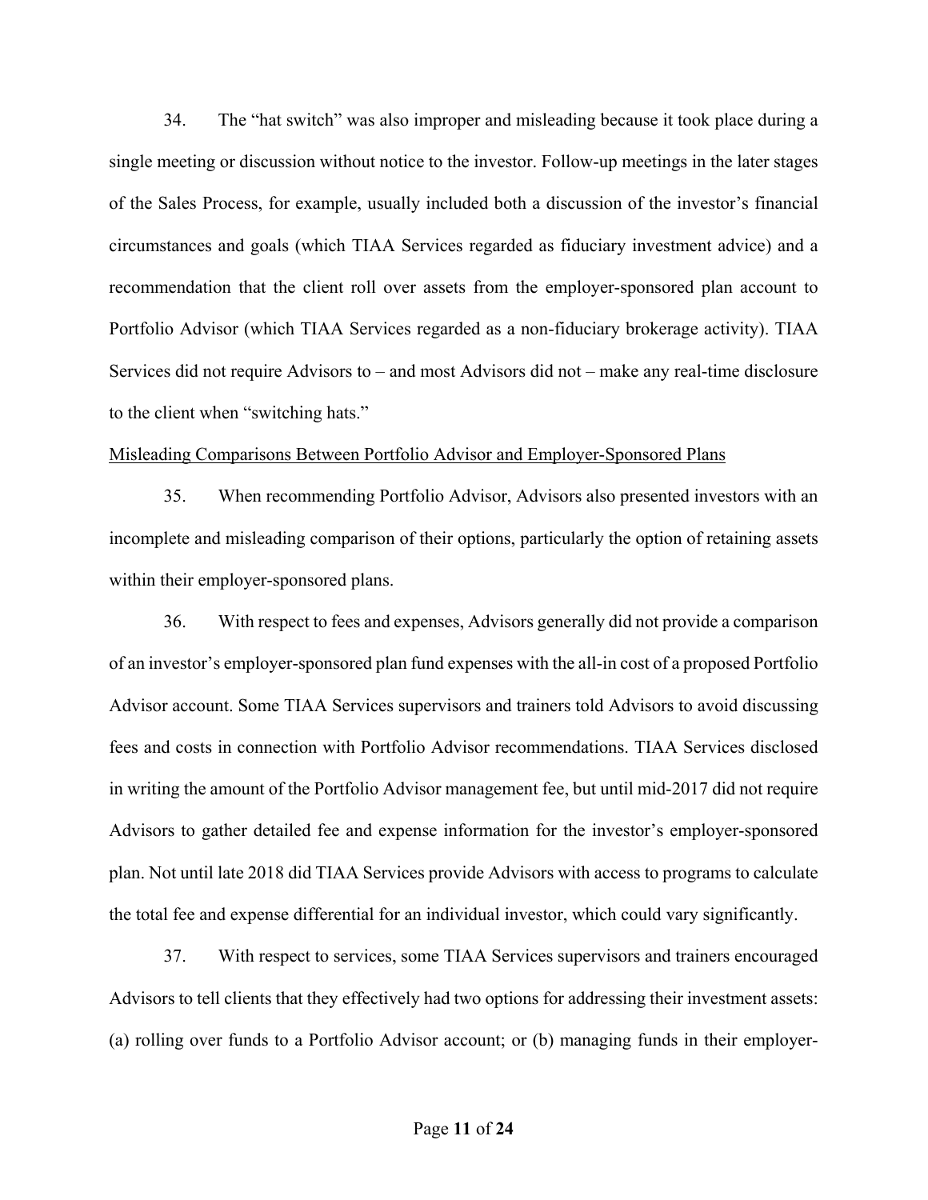34. The "hat switch" was also improper and misleading because it took place during a single meeting or discussion without notice to the investor. Follow-up meetings in the later stages of the Sales Process, for example, usually included both a discussion of the investor's financial circumstances and goals (which TIAA Services regarded as fiduciary investment advice) and a recommendation that the client roll over assets from the employer-sponsored plan account to Portfolio Advisor (which TIAA Services regarded as a non-fiduciary brokerage activity). TIAA Services did not require Advisors to – and most Advisors did not – make any real-time disclosure to the client when "switching hats."

<u>Misleading Comparisons Between Portfolio Advisor and Employer-Sponsored Plans</u>

35. When recommending Portfolio Advisor, Advisors also presented investors with an incomplete and misleading comparison of their options, particularly the option of retaining assets within their employer-sponsored plans.

36. With respect to fees and expenses, Advisors generally did not provide a comparison of an investor's employer-sponsored plan fund expenses with the all-in cost of a proposed Portfolio Advisor account. Some TIAA Services supervisors and trainers told Advisors to avoid discussing fees and costs in connection with Portfolio Advisor recommendations. TIAA Services disclosed in writing the amount of the Portfolio Advisor management fee, but until mid-2017 did not require Advisors to gather detailed fee and expense information for the investor's employer-sponsored plan. Not until late 2018 did TIAA Services provide Advisors with access to programs to calculate the total fee and expense differential for an individual investor, which could vary significantly.

37. With respect to services, some TIAA Services supervisors and trainers encouraged Advisors to tell clients that they effectively had two options for addressing their investment assets: (a) rolling over funds to a Portfolio Advisor account; or (b) managing funds in their employer-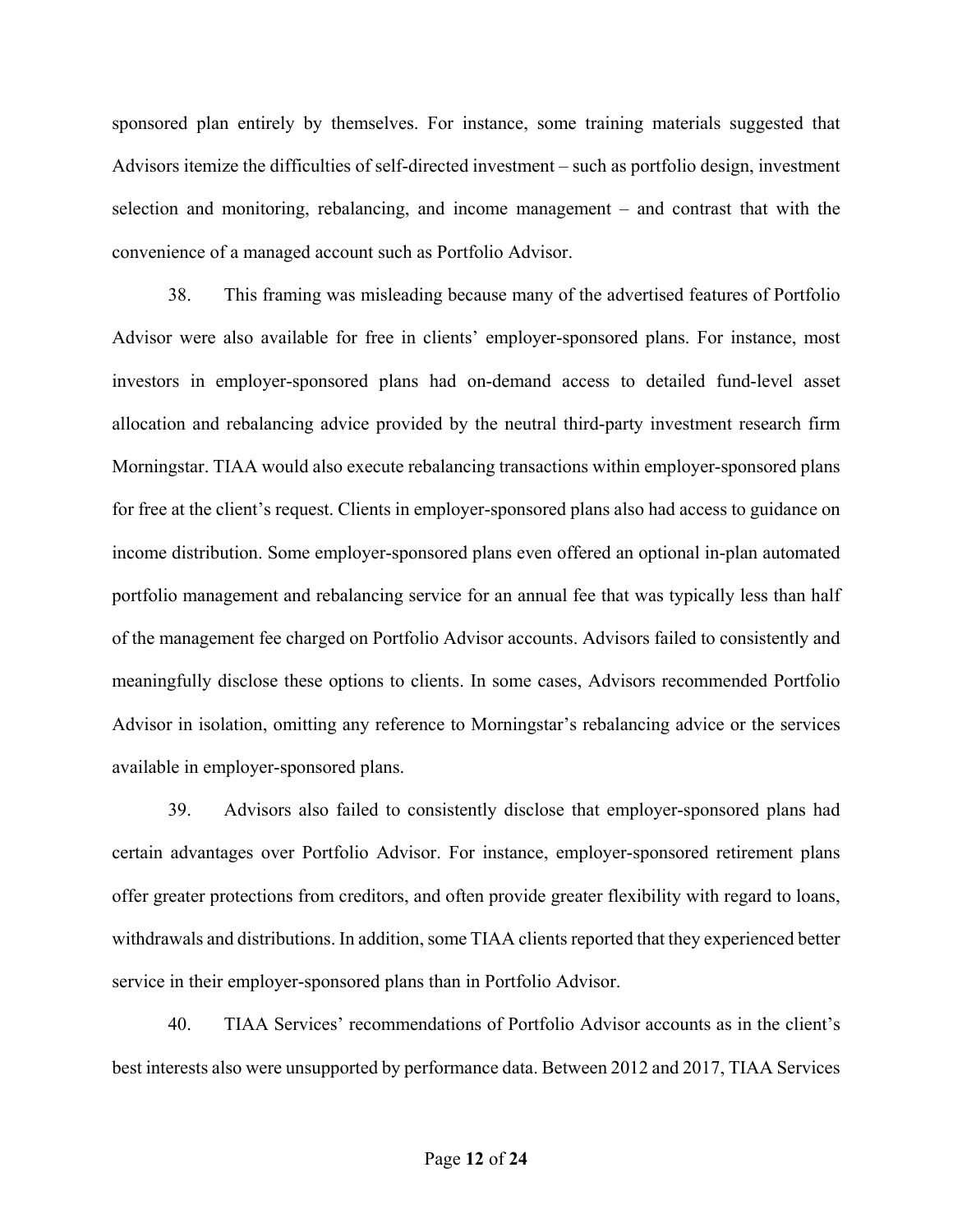sponsored plan entirely by themselves. For instance, some training materials suggested that Advisors itemize the difficulties of self-directed investment – such as portfolio design, investment selection and monitoring, rebalancing, and income management – and contrast that with the convenience of a managed account such as Portfolio Advisor.

38. This framing was misleading because many of the advertised features of Portfolio Advisor were also available for free in clients' employer-sponsored plans. For instance, most investors in employer-sponsored plans had on-demand access to detailed fund-level asset allocation and rebalancing advice provided by the neutral third-party investment research firm Morningstar. TIAA would also execute rebalancing transactions within employer-sponsored plans for free at the client's request. Clients in employer-sponsored plans also had access to guidance on income distribution. Some employer-sponsored plans even offered an optional in-plan automated portfolio management and rebalancing service for an annual fee that was typically less than half of the management fee charged on Portfolio Advisor accounts. Advisors failed to consistently and meaningfully disclose these options to clients. In some cases, Advisors recommended Portfolio Advisor in isolation, omitting any reference to Morningstar's rebalancing advice or the services available in employer-sponsored plans.

39. Advisors also failed to consistently disclose that employer-sponsored plans had certain advantages over Portfolio Advisor. For instance, employer-sponsored retirement plans offer greater protections from creditors, and often provide greater flexibility with regard to loans, withdrawals and distributions. In addition, some TIAA clients reported that they experienced better service in their employer-sponsored plans than in Portfolio Advisor.

40. TIAA Services' recommendations of Portfolio Advisor accounts as in the client's best interests also were unsupported by performance data. Between 2012 and 2017, TIAA Services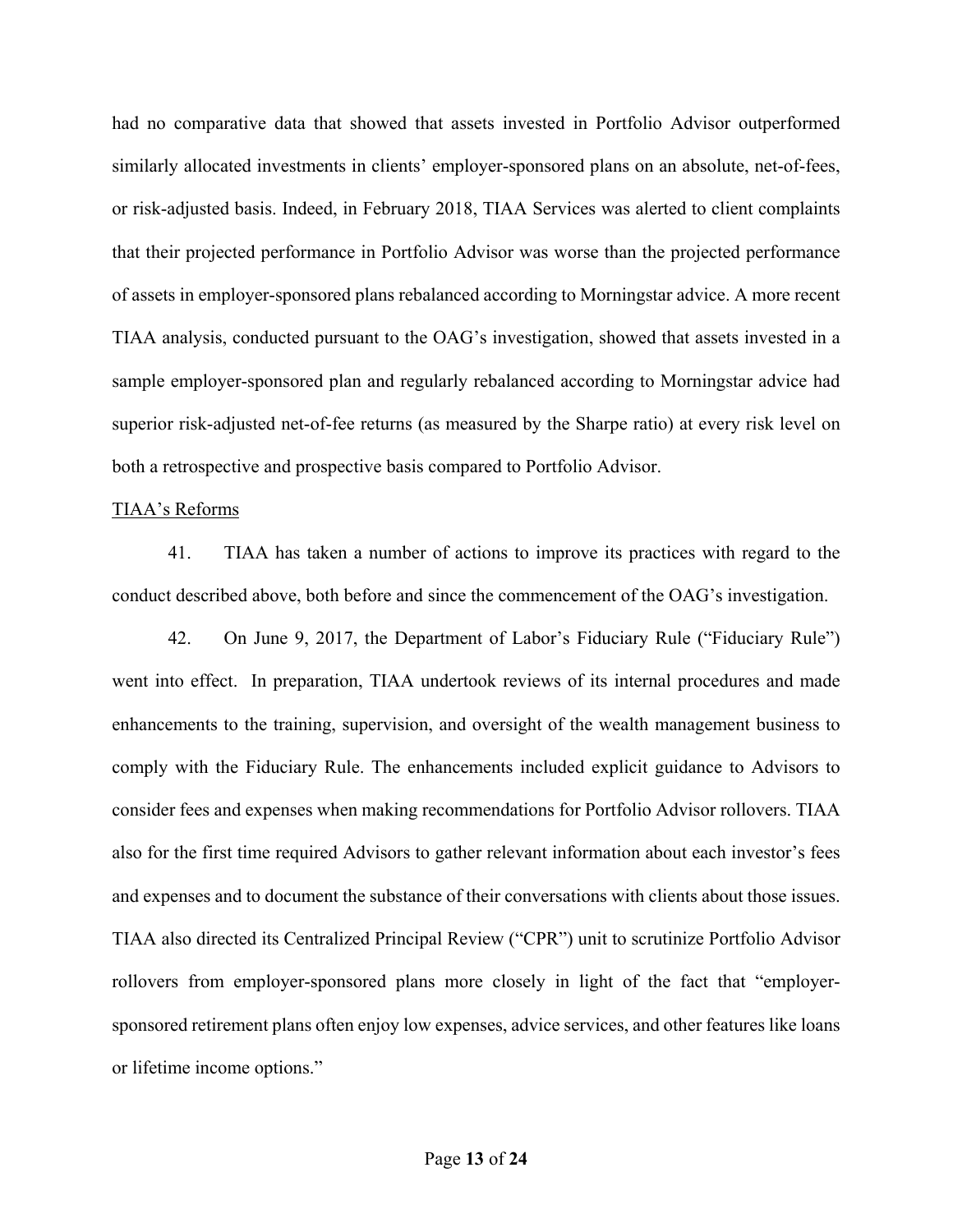had no comparative data that showed that assets invested in Portfolio Advisor outperformed similarly allocated investments in clients' employer-sponsored plans on an absolute, net-of-fees, or risk-adjusted basis. Indeed, in February 2018, TIAA Services was alerted to client complaints that their projected performance in Portfolio Advisor was worse than the projected performance of assets in employer-sponsored plans rebalanced according to Morningstar advice. A more recent TIAA analysis, conducted pursuant to the OAG's investigation, showed that assets invested in a sample employer-sponsored plan and regularly rebalanced according to Morningstar advice had superior risk-adjusted net-of-fee returns (as measured by the Sharpe ratio) at every risk level on both a retrospective and prospective basis compared to Portfolio Advisor.

<u>TIAA's Reforms</u>

41. TIAA has taken a number of actions to improve its practices with regard to the conduct described above, both before and since the commencement of the OAG's investigation.

42. On June 9, 2017, the Department of Labor's Fiduciary Rule ("Fiduciary Rule") went into effect. In preparation, TIAA undertook reviews of its internal procedures and made enhancements to the training, supervision, and oversight of the wealth management business to comply with the Fiduciary Rule. The enhancements included explicit guidance to Advisors to consider fees and expenses when making recommendations for Portfolio Advisor rollovers. TIAA also for the first time required Advisors to gather relevant information about each investor's fees and expenses and to document the substance of their conversations with clients about those issues. TIAA also directed its Centralized Principal Review ("CPR") unit to scrutinize Portfolio Advisor rollovers from employer-sponsored plans more closely in light of the fact that "employer-sponsored retirement plans often enjoy low expenses, advice services, and other features like loans or lifetime income options."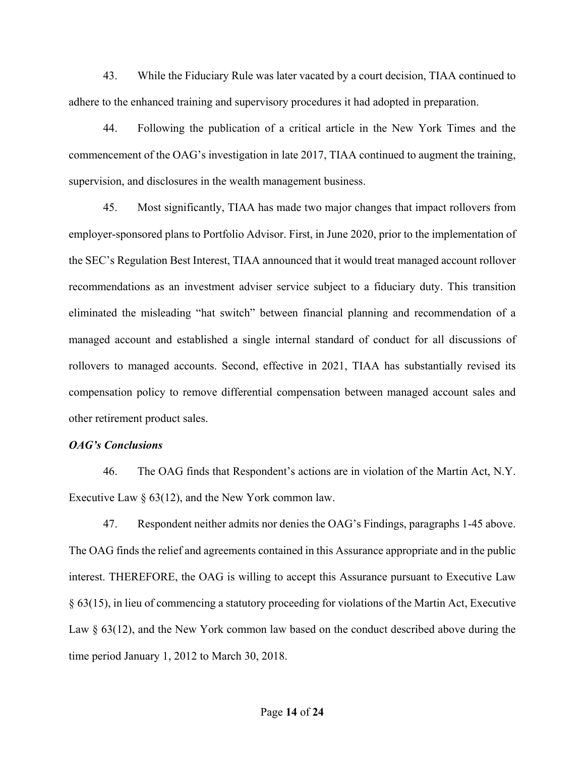43. While the Fiduciary Rule was later vacated by a court decision, TIAA continued to adhere to the enhanced training and supervisory procedures it had adopted in preparation.

44. Following the publication of a critical article in the New York Times and the commencement of the OAG's investigation in late 2017, TIAA continued to augment the training, supervision, and disclosures in the wealth management business.

45. Most significantly, TIAA has made two major changes that impact rollovers from employer-sponsored plans to Portfolio Advisor. First, in June 2020, prior to the implementation of the SEC's Regulation Best Interest, TIAA announced that it would treat managed account rollover recommendations as an investment adviser service subject to a fiduciary duty. This transition eliminated the misleading "hat switch" between financial planning and recommendation of a managed account and established a single internal standard of conduct for all discussions of rollovers to managed accounts. Second, effective in 2021, TIAA has substantially revised its compensation policy to remove differential compensation between managed account sales and other retirement product sales.

***OAG's Conclusions***

46. The OAG finds that Respondent's actions are in violation of the Martin Act, N.Y. Executive Law § 63(12), and the New York common law.

47. Respondent neither admits nor denies the OAG's Findings, paragraphs 1-45 above. The OAG finds the relief and agreements contained in this Assurance appropriate and in the public interest. THEREFORE, the OAG is willing to accept this Assurance pursuant to Executive Law § 63(15), in lieu of commencing a statutory proceeding for violations of the Martin Act, Executive Law § 63(12), and the New York common law based on the conduct described above during the time period January 1, 2012 to March 30, 2018.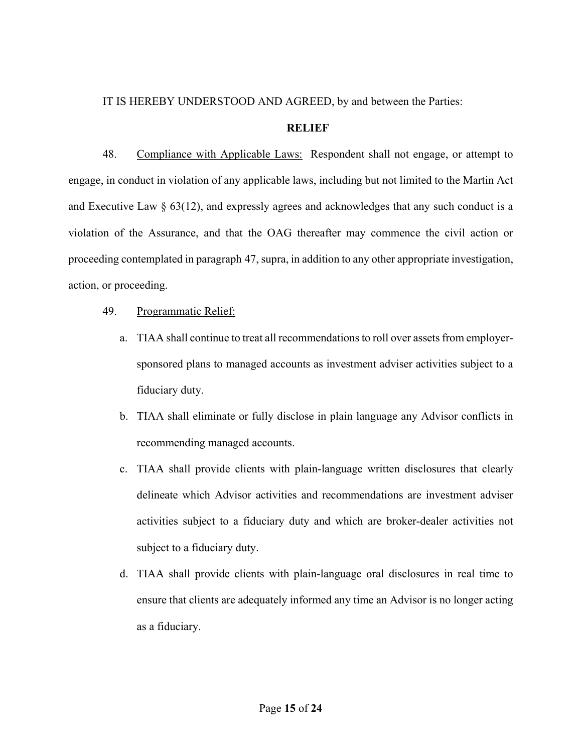IT IS HEREBY UNDERSTOOD AND AGREED, by and between the Parties:

## RELIEF

48. Compliance with Applicable Laws: Respondent shall not engage, or attempt to engage, in conduct in violation of any applicable laws, including but not limited to the Martin Act and Executive Law § 63(12), and expressly agrees and acknowledges that any such conduct is a violation of the Assurance, and that the OAG thereafter may commence the civil action or proceeding contemplated in paragraph 47, supra, in addition to any other appropriate investigation, action, or proceeding.

49. Programmatic Relief:

a. TIAA shall continue to treat all recommendations to roll over assets from employer-sponsored plans to managed accounts as investment adviser activities subject to a fiduciary duty.

b. TIAA shall eliminate or fully disclose in plain language any Advisor conflicts in recommending managed accounts.

c. TIAA shall provide clients with plain-language written disclosures that clearly delineate which Advisor activities and recommendations are investment adviser activities subject to a fiduciary duty and which are broker-dealer activities not subject to a fiduciary duty.

d. TIAA shall provide clients with plain-language oral disclosures in real time to ensure that clients are adequately informed any time an Advisor is no longer acting as a fiduciary.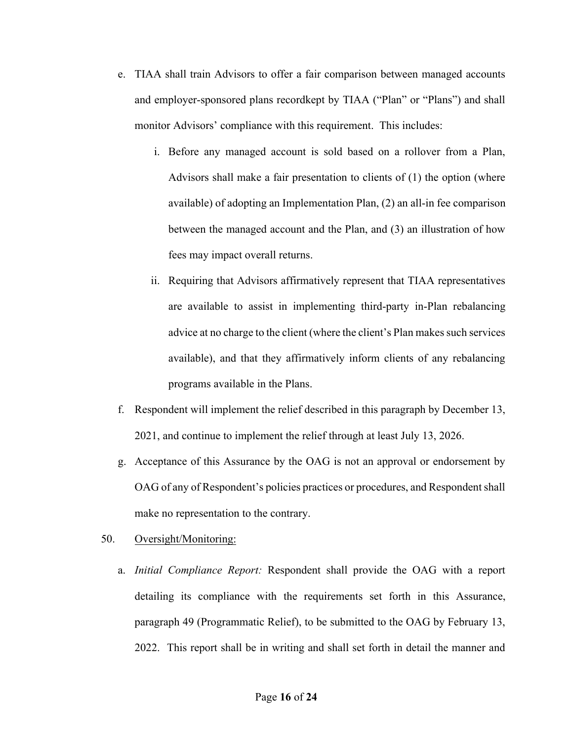e. TIAA shall train Advisors to offer a fair comparison between managed accounts and employer-sponsored plans recordkept by TIAA ("Plan" or "Plans") and shall monitor Advisors' compliance with this requirement. This includes:

   i. Before any managed account is sold based on a rollover from a Plan, Advisors shall make a fair presentation to clients of (1) the option (where available) of adopting an Implementation Plan, (2) an all-in fee comparison between the managed account and the Plan, and (3) an illustration of how fees may impact overall returns.

   ii. Requiring that Advisors affirmatively represent that TIAA representatives are available to assist in implementing third-party in-Plan rebalancing advice at no charge to the client (where the client's Plan makes such services available), and that they affirmatively inform clients of any rebalancing programs available in the Plans.

f. Respondent will implement the relief described in this paragraph by December 13, 2021, and continue to implement the relief through at least July 13, 2026.

g. Acceptance of this Assurance by the OAG is not an approval or endorsement by OAG of any of Respondent's policies practices or procedures, and Respondent shall make no representation to the contrary.

50. Oversight/Monitoring:

   a. *Initial Compliance Report:* Respondent shall provide the OAG with a report detailing its compliance with the requirements set forth in this Assurance, paragraph 49 (Programmatic Relief), to be submitted to the OAG by February 13, 2022. This report shall be in writing and shall set forth in detail the manner and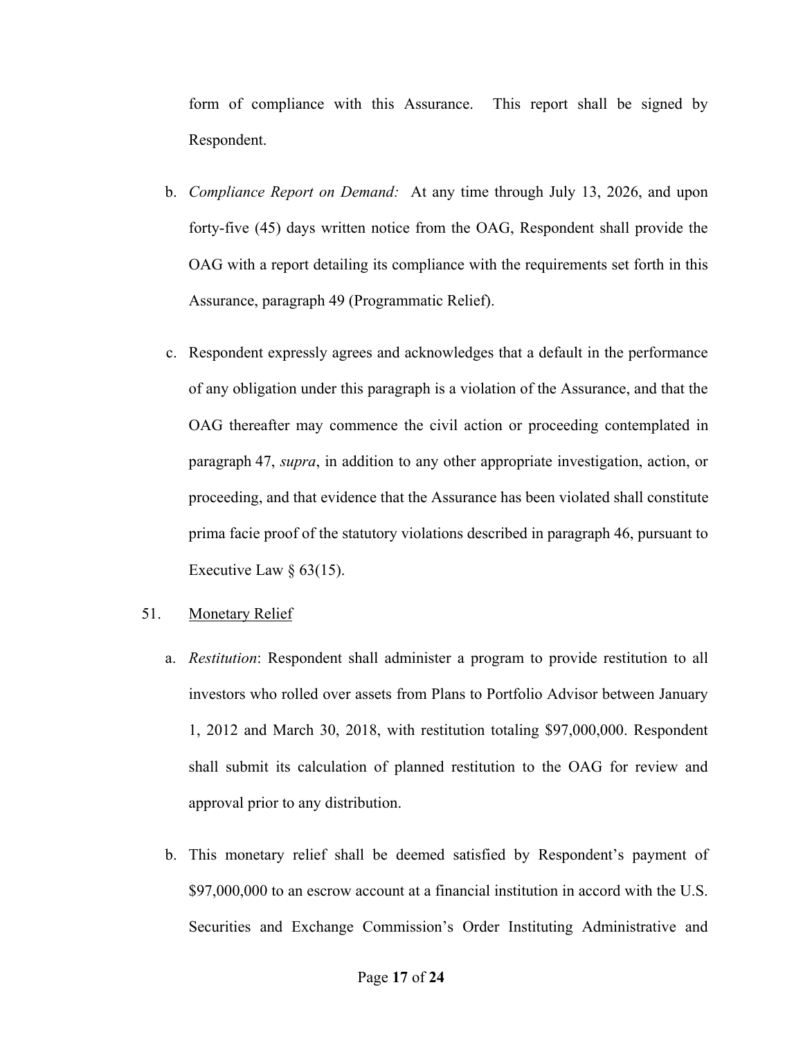form of compliance with this Assurance. This report shall be signed by Respondent.

b. *Compliance Report on Demand:* At any time through July 13, 2026, and upon forty-five (45) days written notice from the OAG, Respondent shall provide the OAG with a report detailing its compliance with the requirements set forth in this Assurance, paragraph 49 (Programmatic Relief).

c. Respondent expressly agrees and acknowledges that a default in the performance of any obligation under this paragraph is a violation of the Assurance, and that the OAG thereafter may commence the civil action or proceeding contemplated in paragraph 47, *supra*, in addition to any other appropriate investigation, action, or proceeding, and that evidence that the Assurance has been violated shall constitute prima facie proof of the statutory violations described in paragraph 46, pursuant to Executive Law § 63(15).

51. Monetary Relief

a. *Restitution*: Respondent shall administer a program to provide restitution to all investors who rolled over assets from Plans to Portfolio Advisor between January 1, 2012 and March 30, 2018, with restitution totaling $97,000,000. Respondent shall submit its calculation of planned restitution to the OAG for review and approval prior to any distribution.

b. This monetary relief shall be deemed satisfied by Respondent's payment of $97,000,000 to an escrow account at a financial institution in accord with the U.S. Securities and Exchange Commission's Order Instituting Administrative and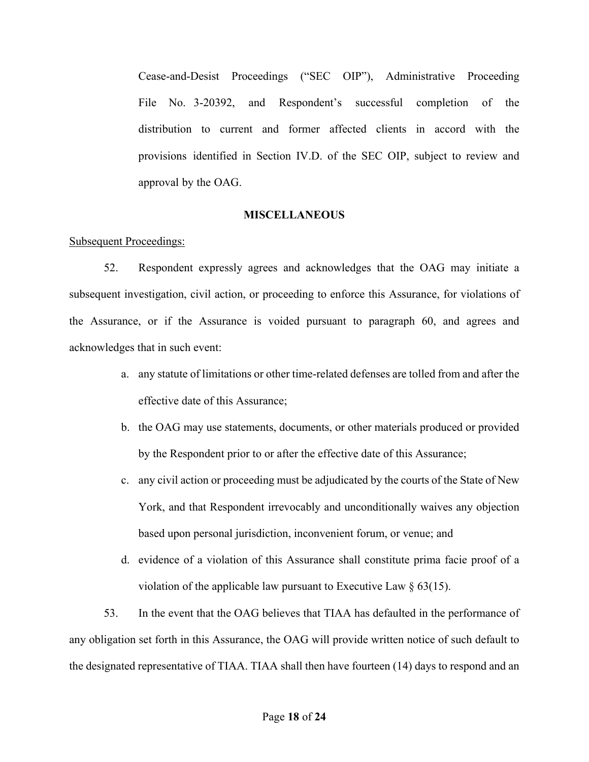Cease-and-Desist Proceedings ("SEC OIP"), Administrative Proceeding File No. 3-20392, and Respondent's successful completion of the distribution to current and former affected clients in accord with the provisions identified in Section IV.D. of the SEC OIP, subject to review and approval by the OAG.

## MISCELLANEOUS

Subsequent Proceedings:

52. Respondent expressly agrees and acknowledges that the OAG may initiate a subsequent investigation, civil action, or proceeding to enforce this Assurance, for violations of the Assurance, or if the Assurance is voided pursuant to paragraph 60, and agrees and acknowledges that in such event:

a. any statute of limitations or other time-related defenses are tolled from and after the effective date of this Assurance;

b. the OAG may use statements, documents, or other materials produced or provided by the Respondent prior to or after the effective date of this Assurance;

c. any civil action or proceeding must be adjudicated by the courts of the State of New York, and that Respondent irrevocably and unconditionally waives any objection based upon personal jurisdiction, inconvenient forum, or venue; and

d. evidence of a violation of this Assurance shall constitute prima facie proof of a violation of the applicable law pursuant to Executive Law § 63(15).

53. In the event that the OAG believes that TIAA has defaulted in the performance of any obligation set forth in this Assurance, the OAG will provide written notice of such default to the designated representative of TIAA. TIAA shall then have fourteen (14) days to respond and an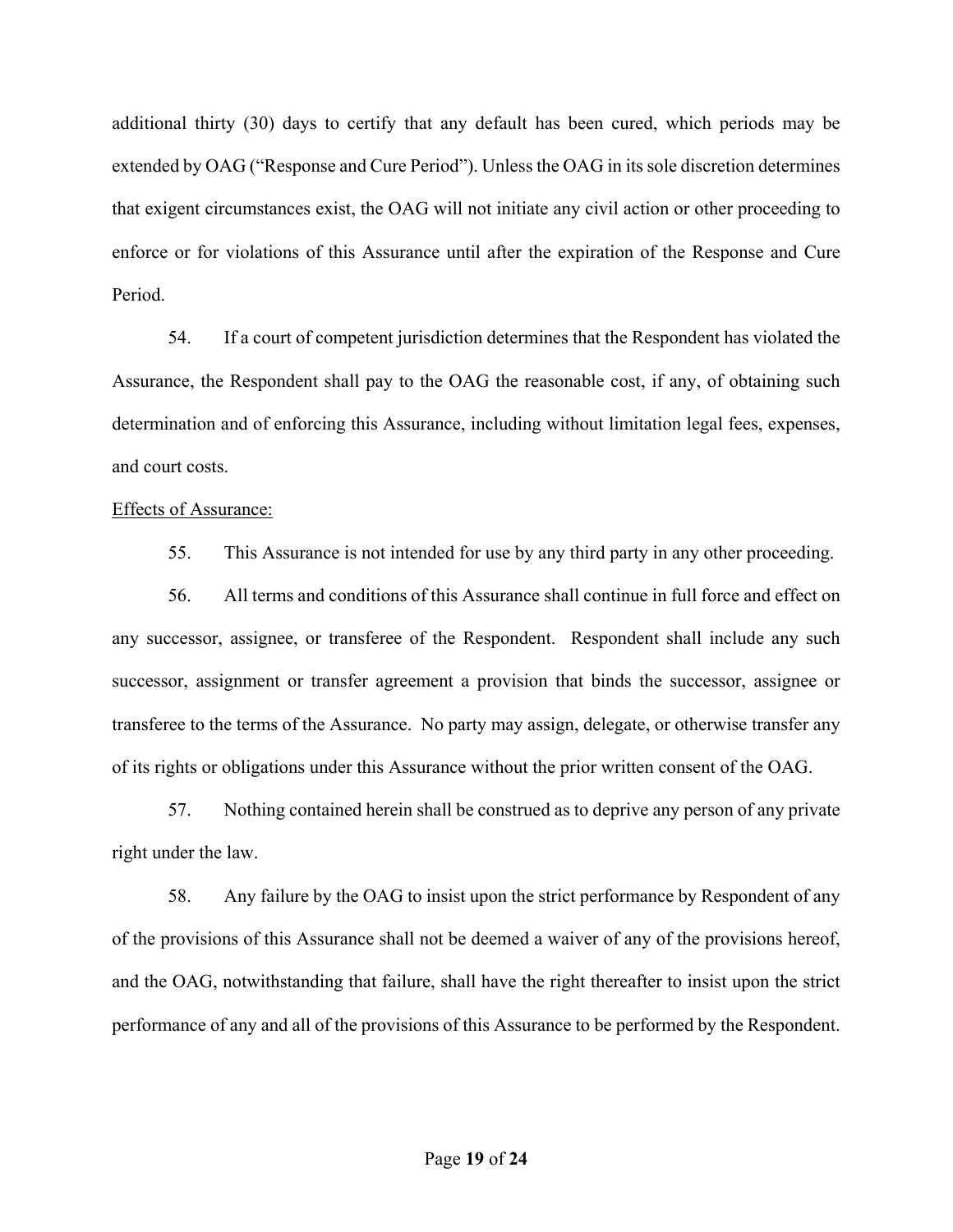additional thirty (30) days to certify that any default has been cured, which periods may be extended by OAG ("Response and Cure Period"). Unless the OAG in its sole discretion determines that exigent circumstances exist, the OAG will not initiate any civil action or other proceeding to enforce or for violations of this Assurance until after the expiration of the Response and Cure Period.

54. If a court of competent jurisdiction determines that the Respondent has violated the Assurance, the Respondent shall pay to the OAG the reasonable cost, if any, of obtaining such determination and of enforcing this Assurance, including without limitation legal fees, expenses, and court costs.

Effects of Assurance:

55. This Assurance is not intended for use by any third party in any other proceeding.

56. All terms and conditions of this Assurance shall continue in full force and effect on any successor, assignee, or transferee of the Respondent. Respondent shall include any such successor, assignment or transfer agreement a provision that binds the successor, assignee or transferee to the terms of the Assurance. No party may assign, delegate, or otherwise transfer any of its rights or obligations under this Assurance without the prior written consent of the OAG.

57. Nothing contained herein shall be construed as to deprive any person of any private right under the law.

58. Any failure by the OAG to insist upon the strict performance by Respondent of any of the provisions of this Assurance shall not be deemed a waiver of any of the provisions hereof, and the OAG, notwithstanding that failure, shall have the right thereafter to insist upon the strict performance of any and all of the provisions of this Assurance to be performed by the Respondent.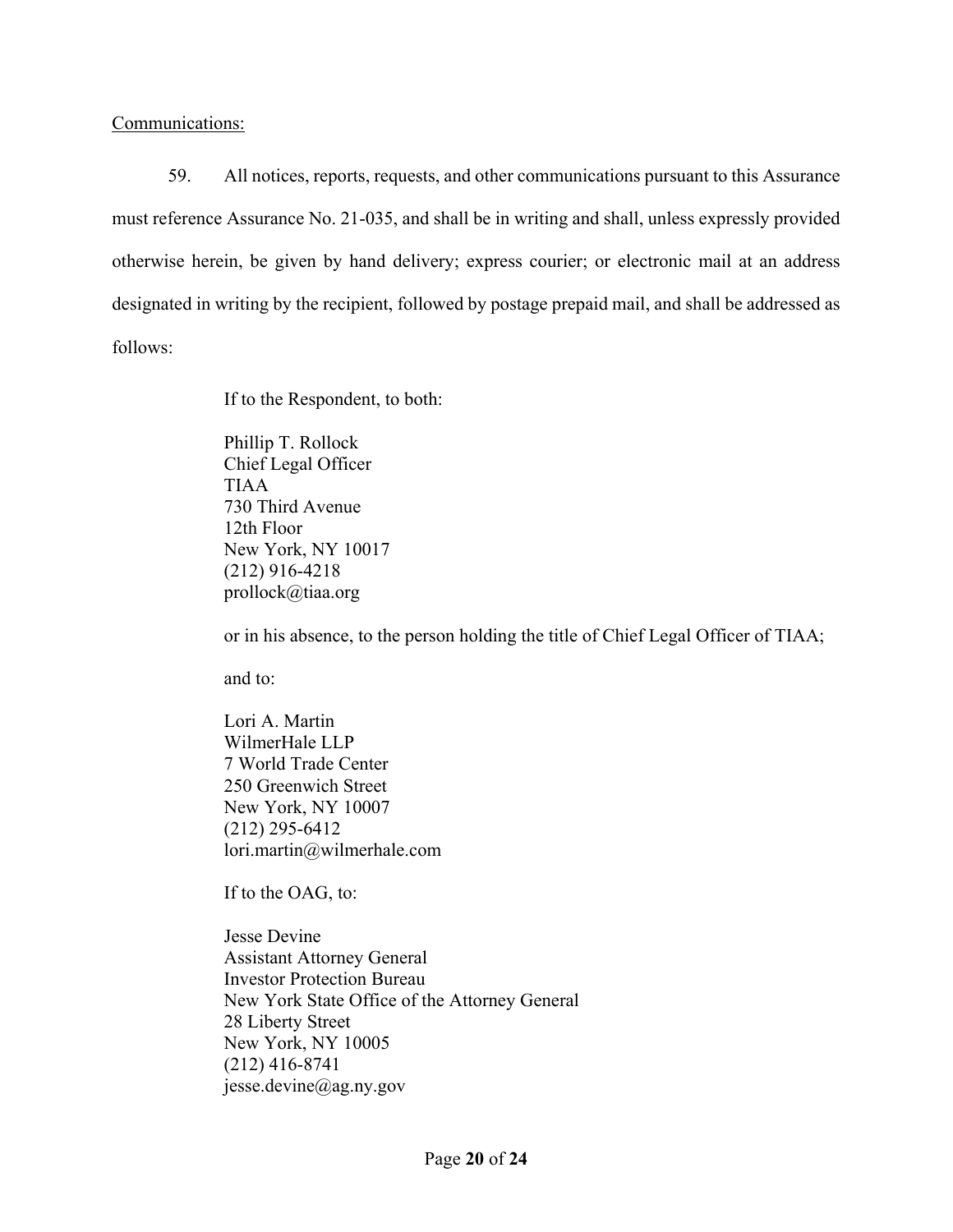Communications:

59. All notices, reports, requests, and other communications pursuant to this Assurance must reference Assurance No. 21-035, and shall be in writing and shall, unless expressly provided otherwise herein, be given by hand delivery; express courier; or electronic mail at an address designated in writing by the recipient, followed by postage prepaid mail, and shall be addressed as follows:

If to the Respondent, to both:

Phillip T. Rollock  
Chief Legal Officer  
TIAA  
730 Third Avenue  
12th Floor  
New York, NY 10017  
(212) 916-4218  
prollock@tiaa.org

or in his absence, to the person holding the title of Chief Legal Officer of TIAA;

and to:

Lori A. Martin  
WilmerHale LLP  
7 World Trade Center  
250 Greenwich Street  
New York, NY 10007  
(212) 295-6412  
lori.martin@wilmerhale.com

If to the OAG, to:

Jesse Devine  
Assistant Attorney General  
Investor Protection Bureau  
New York State Office of the Attorney General  
28 Liberty Street  
New York, NY 10005  
(212) 416-8741  
jesse.devine@ag.ny.gov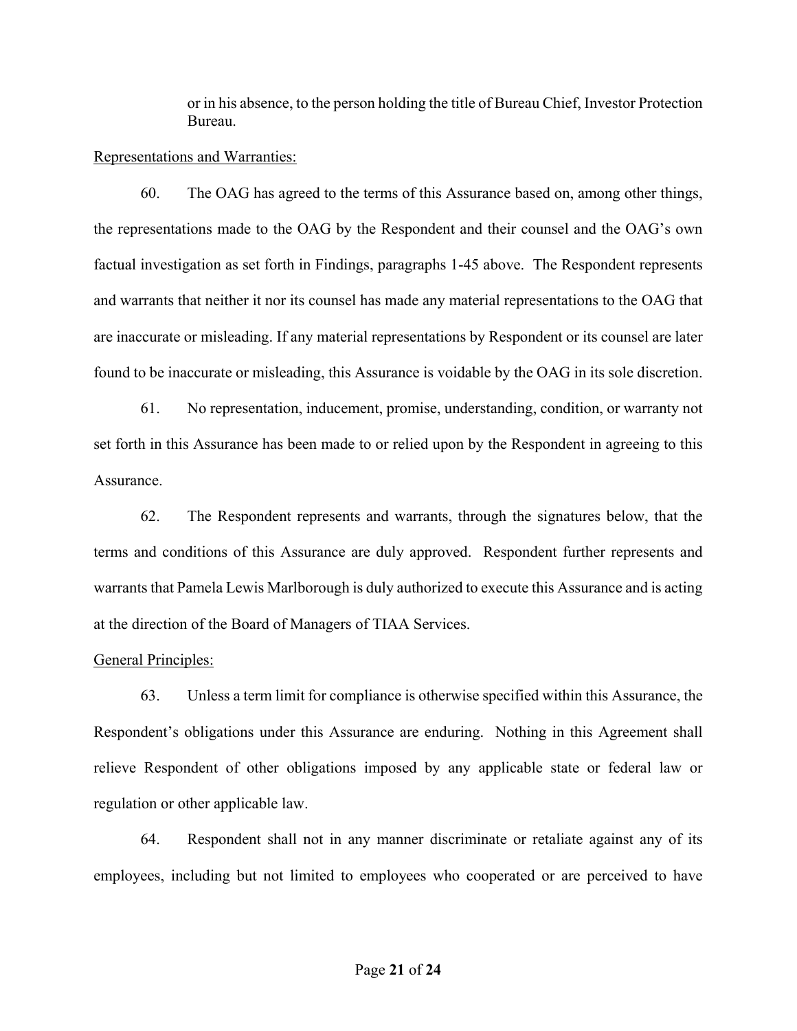or in his absence, to the person holding the title of Bureau Chief, Investor Protection Bureau.

<u>Representations and Warranties:</u>

60. The OAG has agreed to the terms of this Assurance based on, among other things, the representations made to the OAG by the Respondent and their counsel and the OAG's own factual investigation as set forth in Findings, paragraphs 1-45 above. The Respondent represents and warrants that neither it nor its counsel has made any material representations to the OAG that are inaccurate or misleading. If any material representations by Respondent or its counsel are later found to be inaccurate or misleading, this Assurance is voidable by the OAG in its sole discretion.

61. No representation, inducement, promise, understanding, condition, or warranty not set forth in this Assurance has been made to or relied upon by the Respondent in agreeing to this Assurance.

62. The Respondent represents and warrants, through the signatures below, that the terms and conditions of this Assurance are duly approved. Respondent further represents and warrants that Pamela Lewis Marlborough is duly authorized to execute this Assurance and is acting at the direction of the Board of Managers of TIAA Services.

<u>General Principles:</u>

63. Unless a term limit for compliance is otherwise specified within this Assurance, the Respondent's obligations under this Assurance are enduring. Nothing in this Agreement shall relieve Respondent of other obligations imposed by any applicable state or federal law or regulation or other applicable law.

64. Respondent shall not in any manner discriminate or retaliate against any of its employees, including but not limited to employees who cooperated or are perceived to have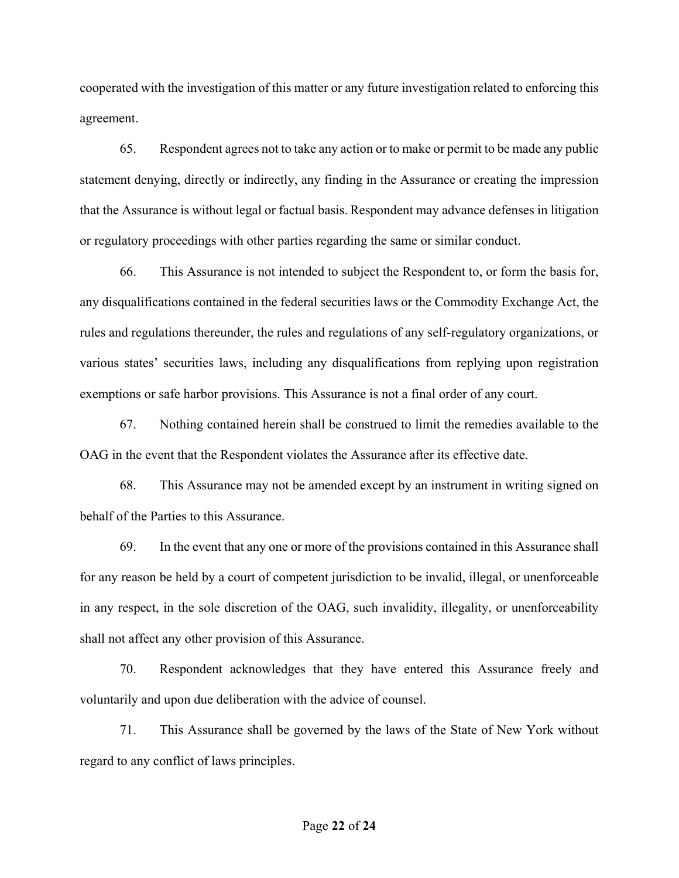cooperated with the investigation of this matter or any future investigation related to enforcing this agreement.

65. Respondent agrees not to take any action or to make or permit to be made any public statement denying, directly or indirectly, any finding in the Assurance or creating the impression that the Assurance is without legal or factual basis. Respondent may advance defenses in litigation or regulatory proceedings with other parties regarding the same or similar conduct.

66. This Assurance is not intended to subject the Respondent to, or form the basis for, any disqualifications contained in the federal securities laws or the Commodity Exchange Act, the rules and regulations thereunder, the rules and regulations of any self-regulatory organizations, or various states' securities laws, including any disqualifications from replying upon registration exemptions or safe harbor provisions. This Assurance is not a final order of any court.

67. Nothing contained herein shall be construed to limit the remedies available to the OAG in the event that the Respondent violates the Assurance after its effective date.

68. This Assurance may not be amended except by an instrument in writing signed on behalf of the Parties to this Assurance.

69. In the event that any one or more of the provisions contained in this Assurance shall for any reason be held by a court of competent jurisdiction to be invalid, illegal, or unenforceable in any respect, in the sole discretion of the OAG, such invalidity, illegality, or unenforceability shall not affect any other provision of this Assurance.

70. Respondent acknowledges that they have entered this Assurance freely and voluntarily and upon due deliberation with the advice of counsel.

71. This Assurance shall be governed by the laws of the State of New York without regard to any conflict of laws principles.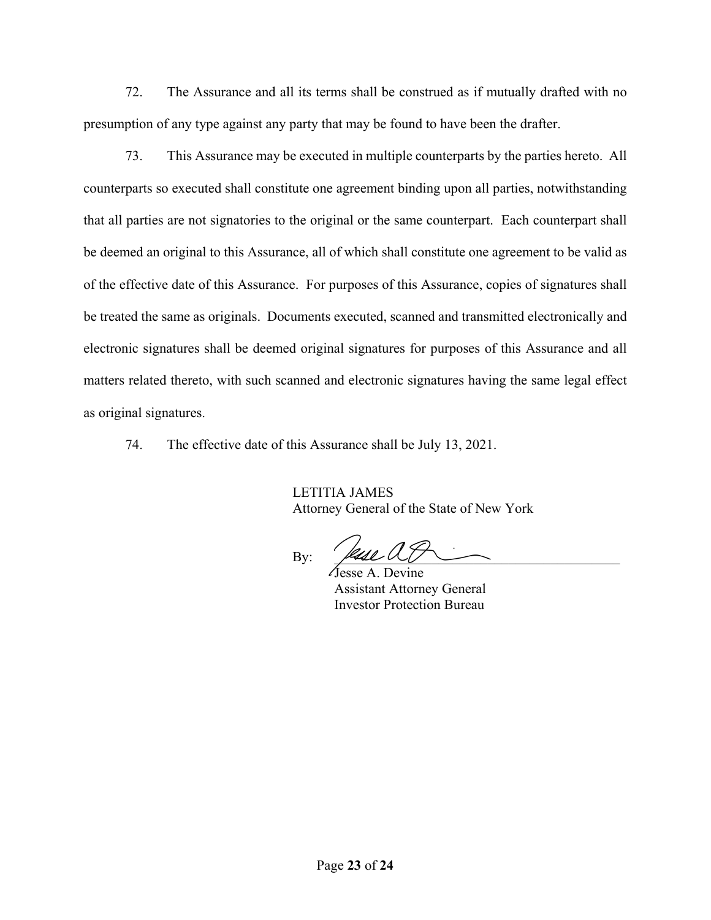72. The Assurance and all its terms shall be construed as if mutually drafted with no presumption of any type against any party that may be found to have been the drafter.

73. This Assurance may be executed in multiple counterparts by the parties hereto. All counterparts so executed shall constitute one agreement binding upon all parties, notwithstanding that all parties are not signatories to the original or the same counterpart. Each counterpart shall be deemed an original to this Assurance, all of which shall constitute one agreement to be valid as of the effective date of this Assurance. For purposes of this Assurance, copies of signatures shall be treated the same as originals. Documents executed, scanned and transmitted electronically and electronic signatures shall be deemed original signatures for purposes of this Assurance and all matters related thereto, with such scanned and electronic signatures having the same legal effect as original signatures.

74. The effective date of this Assurance shall be July 13, 2021.

LETITIA JAMES
Attorney General of the State of New York

By: ______________________________
Jesse A. Devine
Assistant Attorney General
Investor Protection Bureau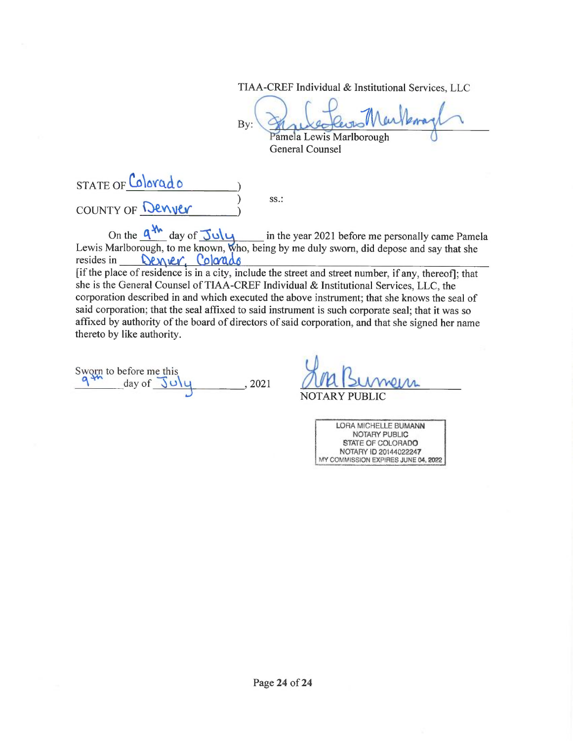TIAA-CREF Individual & Institutional Services, LLC

By: ______________________________
Pamela Lewis Marlborough
General Counsel

STATE OF Colorado )
) ss.:
COUNTY OF Denver )

On the 9th day of July in the year 2021 before me personally came Pamela Lewis Marlborough, to me known, who, being by me duly sworn, did depose and say that she resides in Denver, Colorado [if the place of residence is in a city, include the street and street number, if any, thereof]; that she is the General Counsel of TIAA-CREF Individual & Institutional Services, LLC, the corporation described in and which executed the above instrument; that she knows the seal of said corporation; that the seal affixed to said instrument is such corporate seal; that it was so affixed by authority of the board of directors of said corporation, and that she signed her name thereto by like authority.

Sworn to before me this
9th day of July, 2021

______________________________
NOTARY PUBLIC

LORA MICHELLE BUMANN
NOTARY PUBLIC
STATE OF COLORADO
NOTARY ID 20144022247
MY COMMISSION EXPIRES JUNE 04, 2022